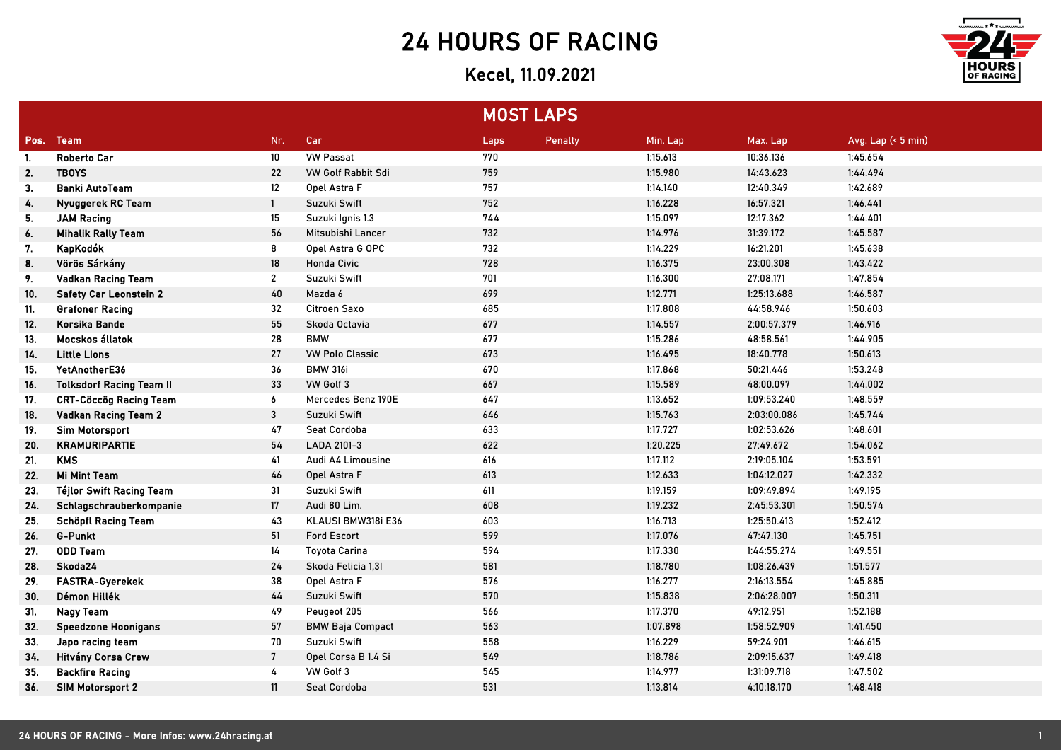# 24 HOURS OF RACING

## Kecel, 11.09.2021

### MOST LAPS

| Pos. | Team | Nr. | Car | Laps | Penalty | Min. Lap | Max. Lap | Avg. Lap (< 5 min) |
|---|---|---|---|---|---|---|---|---|
| 1. | Roberto Car | 10 | VW Passat | 770 | | 1:15.613 | 10:36.136 | 1:45.654 |
| 2. | TBOYS | 22 | VW Golf Rabbit Sdi | 759 | | 1:15.980 | 14:43.623 | 1:44.494 |
| 3. | Banki AutoTeam | 12 | Opel Astra F | 757 | | 1:14.140 | 12:40.349 | 1:42.689 |
| 4. | Nyuggerek RC Team | 1 | Suzuki Swift | 752 | | 1:16.228 | 16:57.321 | 1:46.441 |
| 5. | JAM Racing | 15 | Suzuki Ignis 1.3 | 744 | | 1:15.097 | 12:17.362 | 1:44.401 |
| 6. | Mihalik Rally Team | 56 | Mitsubishi Lancer | 732 | | 1:14.976 | 31:39.172 | 1:45.587 |
| 7. | KapKodók | 8 | Opel Astra G OPC | 732 | | 1:14.229 | 16:21.201 | 1:45.638 |
| 8. | Vörös Sárkány | 18 | Honda Civic | 728 | | 1:16.375 | 23:00.308 | 1:43.422 |
| 9. | Vadkan Racing Team | 2 | Suzuki Swift | 701 | | 1:16.300 | 27:08.171 | 1:47.854 |
| 10. | Safety Car Leonstein 2 | 40 | Mazda 6 | 699 | | 1:12.771 | 1:25:13.688 | 1:46.587 |
| 11. | Grafoner Racing | 32 | Citroen Saxo | 685 | | 1:17.808 | 44:58.946 | 1:50.603 |
| 12. | Korsika Bande | 55 | Skoda Octavia | 677 | | 1:14.557 | 2:00:57.379 | 1:46.916 |
| 13. | Mocskos állatok | 28 | BMW | 677 | | 1:15.286 | 48:58.561 | 1:44.905 |
| 14. | Little Lions | 27 | VW Polo Classic | 673 | | 1:16.495 | 18:40.778 | 1:50.613 |
| 15. | YetAnotherE36 | 36 | BMW 316i | 670 | | 1:17.868 | 50:21.446 | 1:53.248 |
| 16. | Tolksdorf Racing Team II | 33 | VW Golf 3 | 667 | | 1:15.589 | 48:00.097 | 1:44.002 |
| 17. | CRT-Cöccög Racing Team | 6 | Mercedes Benz 190E | 647 | | 1:13.652 | 1:09:53.240 | 1:48.559 |
| 18. | Vadkan Racing Team 2 | 3 | Suzuki Swift | 646 | | 1:15.763 | 2:03:00.086 | 1:45.744 |
| 19. | Sim Motorsport | 47 | Seat Cordoba | 633 | | 1:17.727 | 1:02:53.626 | 1:48.601 |
| 20. | KRAMURIPARTIE | 54 | LADA 2101-3 | 622 | | 1:20.225 | 27:49.672 | 1:54.062 |
| 21. | KMS | 41 | Audi A4 Limousine | 616 | | 1:17.112 | 2:19:05.104 | 1:53.591 |
| 22. | Mi Mint Team | 46 | Opel Astra F | 613 | | 1:12.633 | 1:04:12.027 | 1:42.332 |
| 23. | Téjlor Swift Racing Team | 31 | Suzuki Swift | 611 | | 1:19.159 | 1:09:49.894 | 1:49.195 |
| 24. | Schlagschrauberkompanie | 17 | Audi 80 Lim. | 608 | | 1:19.232 | 2:45:53.301 | 1:50.574 |
| 25. | Schöpfl Racing Team | 43 | KLAUSI BMW318i E36 | 603 | | 1:16.713 | 1:25:50.413 | 1:52.412 |
| 26. | G-Punkt | 51 | Ford Escort | 599 | | 1:17.076 | 47:47.130 | 1:45.751 |
| 27. | ODD Team | 14 | Toyota Carina | 594 | | 1:17.330 | 1:44:55.274 | 1:49.551 |
| 28. | Skoda24 | 24 | Skoda Felicia 1,3l | 581 | | 1:18.780 | 1:08:26.439 | 1:51.577 |
| 29. | FASTRA-Gyerekek | 38 | Opel Astra F | 576 | | 1:16.277 | 2:16:13.554 | 1:45.885 |
| 30. | Démon Hillék | 44 | Suzuki Swift | 570 | | 1:15.838 | 2:06:28.007 | 1:50.311 |
| 31. | Nagy Team | 49 | Peugeot 205 | 566 | | 1:17.370 | 49:12.951 | 1:52.188 |
| 32. | Speedzone Hoonigans | 57 | BMW Baja Compact | 563 | | 1:07.898 | 1:58:52.909 | 1:41.450 |
| 33. | Japo racing team | 70 | Suzuki Swift | 558 | | 1:16.229 | 59:24.901 | 1:46.615 |
| 34. | Hitvány Corsa Crew | 7 | Opel Corsa B 1.4 Si | 549 | | 1:18.786 | 2:09:15.637 | 1:49.418 |
| 35. | Backfire Racing | 4 | VW Golf 3 | 545 | | 1:14.977 | 1:31:09.718 | 1:47.502 |
| 36. | SIM Motorsport 2 | 11 | Seat Cordoba | 531 | | 1:13.814 | 4:10:18.170 | 1:48.418 |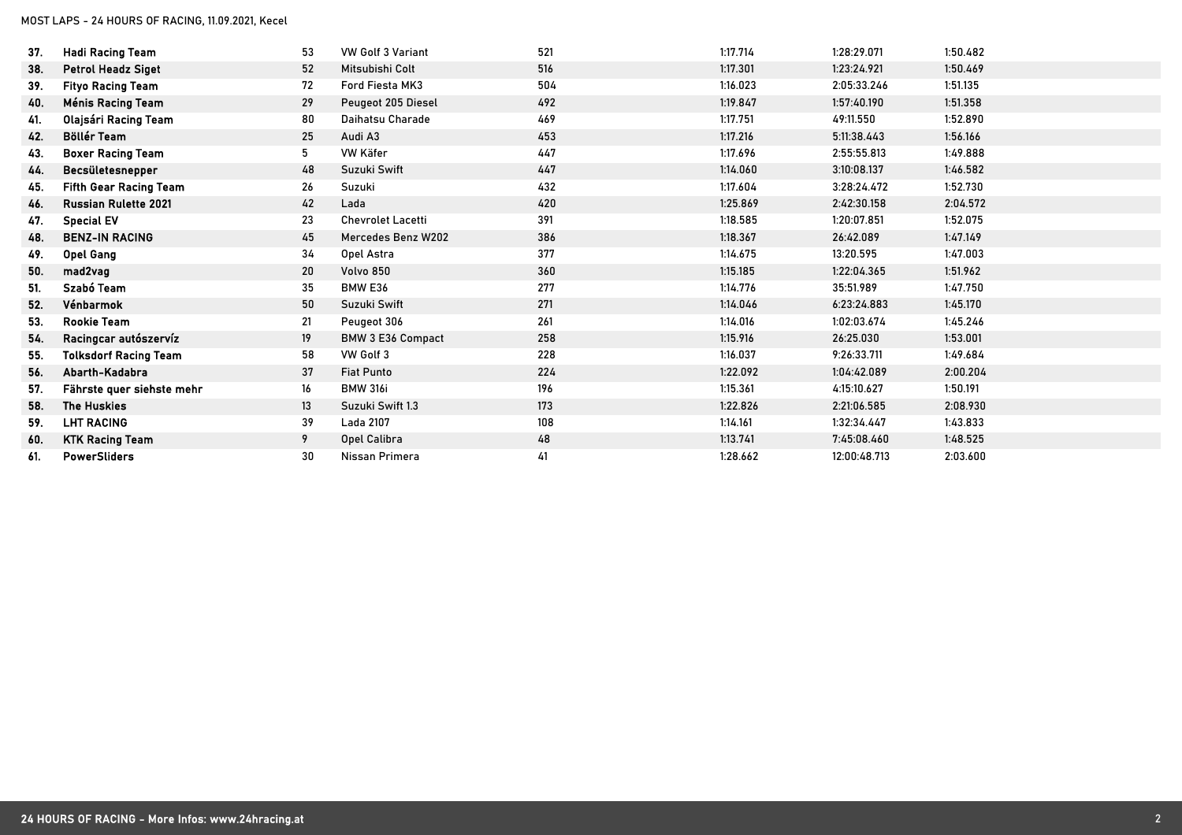MOST LAPS - 24 HOURS OF RACING, 11.09.2021, Kecel

| | | | | | | | |
|---|---|---|---|---|---|---|---|
| 37. | **Hadi Racing Team** | 53 | VW Golf 3 Variant | 521 | 1:17.714 | 1:28:29.071 | 1:50.482 |
| 38. | **Petrol Headz Siget** | 52 | Mitsubishi Colt | 516 | 1:17.301 | 1:23:24.921 | 1:50.469 |
| 39. | **Fityo Racing Team** | 72 | Ford Fiesta MK3 | 504 | 1:16.023 | 2:05:33.246 | 1:51.135 |
| 40. | **Ménis Racing Team** | 29 | Peugeot 205 Diesel | 492 | 1:19.847 | 1:57:40.190 | 1:51.358 |
| 41. | **Olajsári Racing Team** | 80 | Daihatsu Charade | 469 | 1:17.751 | 49:11.550 | 1:52.890 |
| 42. | **Böllér Team** | 25 | Audi A3 | 453 | 1:17.216 | 5:11:38.443 | 1:56.166 |
| 43. | **Boxer Racing Team** | 5 | VW Käfer | 447 | 1:17.696 | 2:55:55.813 | 1:49.888 |
| 44. | **Becsületesnepper** | 48 | Suzuki Swift | 447 | 1:14.060 | 3:10:08.137 | 1:46.582 |
| 45. | **Fifth Gear Racing Team** | 26 | Suzuki | 432 | 1:17.604 | 3:28:24.472 | 1:52.730 |
| 46. | **Russian Rulette 2021** | 42 | Lada | 420 | 1:25.869 | 2:42:30.158 | 2:04.572 |
| 47. | **Special EV** | 23 | Chevrolet Lacetti | 391 | 1:18.585 | 1:20:07.851 | 1:52.075 |
| 48. | **BENZ-IN RACING** | 45 | Mercedes Benz W202 | 386 | 1:18.367 | 26:42.089 | 1:47.149 |
| 49. | **Opel Gang** | 34 | Opel Astra | 377 | 1:14.675 | 13:20.595 | 1:47.003 |
| 50. | **mad2vag** | 20 | Volvo 850 | 360 | 1:15.185 | 1:22:04.365 | 1:51.962 |
| 51. | **Szabó Team** | 35 | BMW E36 | 277 | 1:14.776 | 35:51.989 | 1:47.750 |
| 52. | **Vénbarmok** | 50 | Suzuki Swift | 271 | 1:14.046 | 6:23:24.883 | 1:45.170 |
| 53. | **Rookie Team** | 21 | Peugeot 306 | 261 | 1:14.016 | 1:02:03.674 | 1:45.246 |
| 54. | **Racingcar autószervíz** | 19 | BMW 3 E36 Compact | 258 | 1:15.916 | 26:25.030 | 1:53.001 |
| 55. | **Tolksdorf Racing Team** | 58 | VW Golf 3 | 228 | 1:16.037 | 9:26:33.711 | 1:49.684 |
| 56. | **Abarth-Kadabra** | 37 | Fiat Punto | 224 | 1:22.092 | 1:04:42.089 | 2:00.204 |
| 57. | **Fährste quer siehste mehr** | 16 | BMW 316i | 196 | 1:15.361 | 4:15:10.627 | 1:50.191 |
| 58. | **The Huskies** | 13 | Suzuki Swift 1.3 | 173 | 1:22.826 | 2:21:06.585 | 2:08.930 |
| 59. | **LHT RACING** | 39 | Lada 2107 | 108 | 1:14.161 | 1:32:34.447 | 1:43.833 |
| 60. | **KTK Racing Team** | 9 | Opel Calibra | 48 | 1:13.741 | 7:45:08.460 | 1:48.525 |
| 61. | **PowerSliders** | 30 | Nissan Primera | 41 | 1:28.662 | 12:00:48.713 | 2:03.600 |

**24 HOURS OF RACING - More Infos: www.24hracing.at**